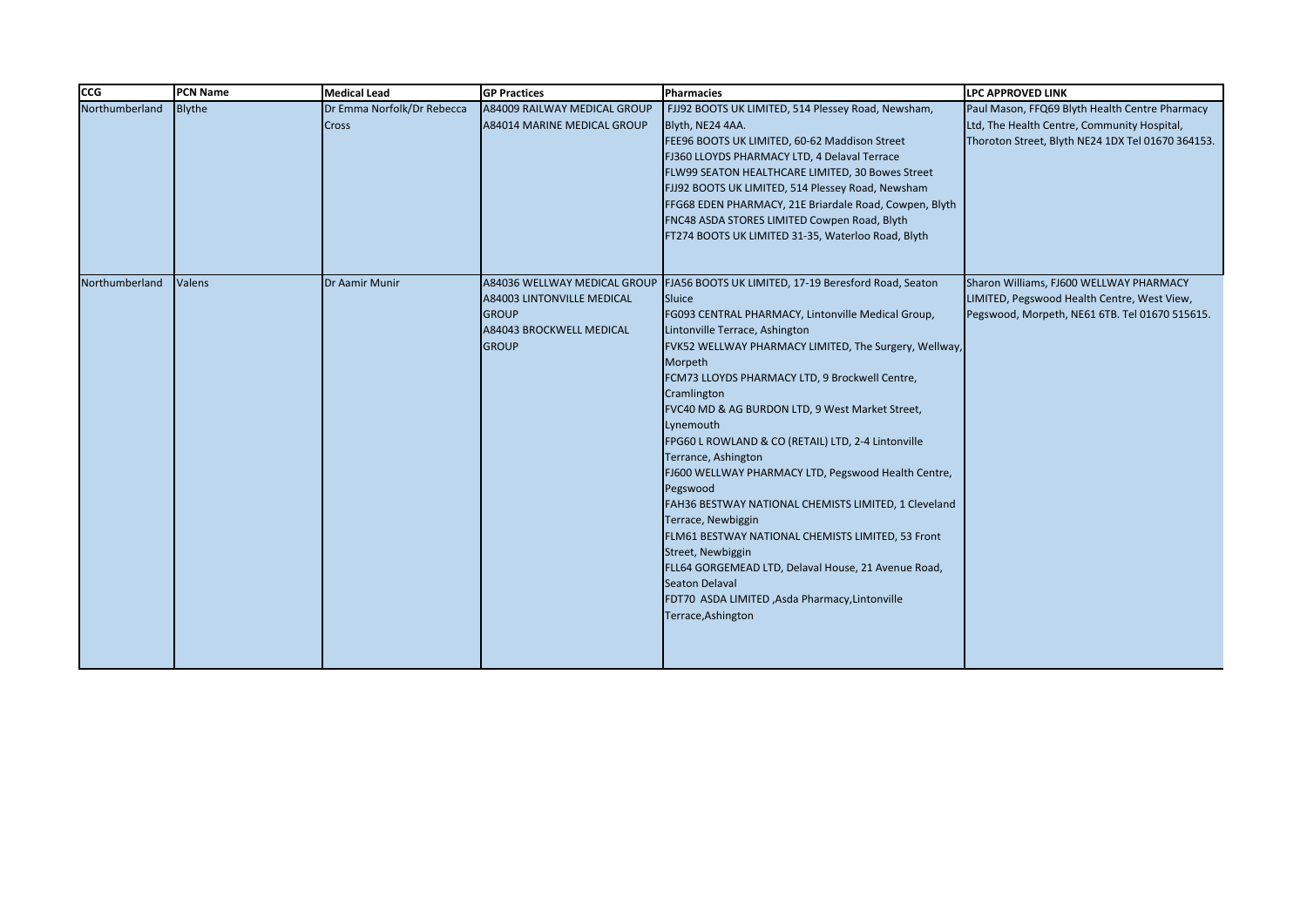| CCG | PCN Name | Medical Lead | GP Practices | Pharmacies | LPC APPROVED LINK |
| --- | --- | --- | --- | --- | --- |
| Northumberland | Blythe | Dr Emma Norfolk/Dr Rebecca Cross | A84009 RAILWAY MEDICAL GROUP<br>A84014 MARINE MEDICAL GROUP | FJJ92 BOOTS UK LIMITED, 514 Plessey Road, Newsham, Blyth, NE24 4AA.<br>FEE96 BOOTS UK LIMITED, 60-62 Maddison Street<br>FJ360 LLOYDS PHARMACY LTD, 4 Delaval Terrace<br>FLW99 SEATON HEALTHCARE LIMITED, 30 Bowes Street<br>FJJ92 BOOTS UK LIMITED, 514 Plessey Road, Newsham<br>FFG68 EDEN PHARMACY, 21E Briardale Road, Cowpen, Blyth<br>FNC48 ASDA STORES LIMITED Cowpen Road, Blyth<br>FT274 BOOTS UK LIMITED 31-35, Waterloo Road, Blyth | Paul Mason, FFQ69 Blyth Health Centre Pharmacy Ltd, The Health Centre, Community Hospital, Thoroton Street, Blyth NE24 1DX Tel 01670 364153. |
| Northumberland | Valens | Dr Aamir Munir | A84036 WELLWAY MEDICAL GROUP<br>A84003 LINTONVILLE MEDICAL GROUP<br>A84043 BROCKWELL MEDICAL GROUP | FJA56 BOOTS UK LIMITED, 17-19 Beresford Road, Seaton Sluice<br>FG093 CENTRAL PHARMACY, Lintonville Medical Group, Lintonville Terrace, Ashington<br>FVK52 WELLWAY PHARMACY LIMITED, The Surgery, Wellway, Morpeth<br>FCM73 LLOYDS PHARMACY LTD, 9 Brockwell Centre, Cramlington<br>FVC40 MD & AG BURDON LTD, 9 West Market Street, Lynemouth<br>FPG60 L ROWLAND & CO (RETAIL) LTD, 2-4 Lintonville Terrace, Ashington<br>FJ600 WELLWAY PHARMACY LTD, Pegswood Health Centre, Pegswood<br>FAH36 BESTWAY NATIONAL CHEMISTS LIMITED, 1 Cleveland Terrace, Newbiggin<br>FLM61 BESTWAY NATIONAL CHEMISTS LIMITED, 53 Front Street, Newbiggin<br>FLL64 GORGEMEAD LTD, Delaval House, 21 Avenue Road, Seaton Delaval<br>FDT70 ASDA LIMITED ,Asda Pharmacy,Lintonville Terrace,Ashington | Sharon Williams, FJ600 WELLWAY PHARMACY LIMITED, Pegswood Health Centre, West View, Pegswood, Morpeth, NE61 6TB. Tel 01670 515615. |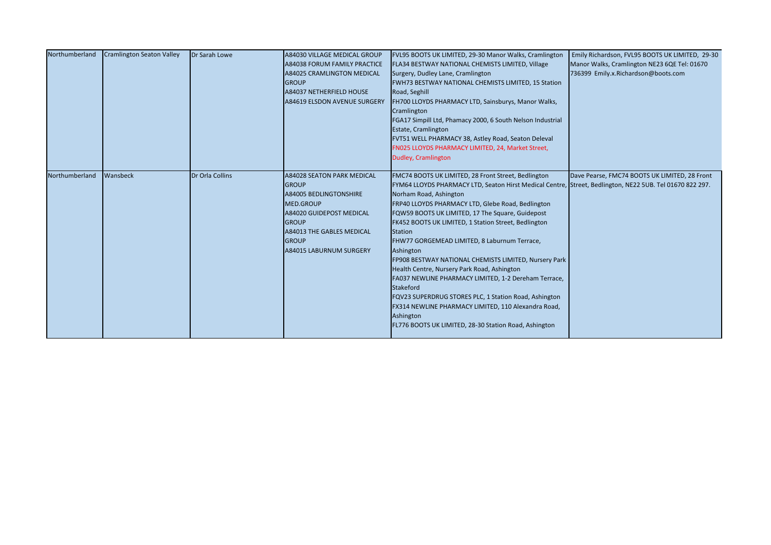| Northumberland | Cramlington Seaton Valley | Dr Sarah Lowe | A84030 VILLAGE MEDICAL GROUP<br>A84038 FORUM FAMILY PRACTICE<br>A84025 CRAMLINGTON MEDICAL GROUP<br>A84037 NETHERFIELD HOUSE<br>A84619 ELSDON AVENUE SURGERY | FVL95 BOOTS UK LIMITED, 29-30 Manor Walks, Cramlington<br>FLA34 BESTWAY NATIONAL CHEMISTS LIMITED, Village Surgery, Dudley Lane, Cramlington<br>FWH73 BESTWAY NATIONAL CHEMISTS LIMITED, 15 Station Road, Seghill<br>FH700 LLOYDS PHARMACY LTD, Sainsburys, Manor Walks, Cramlington<br>FGA17 Simpill Ltd, Phamacy 2000, 6 South Nelson Industrial Estate, Cramlington<br>FVT51 WELL PHARMACY 38, Astley Road, Seaton Deleval<br>FN025 LLOYDS PHARMACY LIMITED, 24, Market Street, Dudley, Cramlington | Emily Richardson, FVL95 BOOTS UK LIMITED, 29-30 Manor Walks, Cramlington NE23 6QE Tel: 01670 736399 Emily.x.Richardson@boots.com |
|---|---|---|---|---|---|
| Northumberland | Wansbeck | Dr Orla Collins | A84028 SEATON PARK MEDICAL GROUP<br>A84005 BEDLINGTONSHIRE MED.GROUP<br>A84020 GUIDEPOST MEDICAL GROUP<br>A84013 THE GABLES MEDICAL GROUP<br>A84015 LABURNUM SURGERY | FMC74 BOOTS UK LIMITED, 28 Front Street, Bedlington<br>FYM64 LLOYDS PHARMACY LTD, Seaton Hirst Medical Centre, Norham Road, Ashington<br>FRP40 LLOYDS PHARMACY LTD, Glebe Road, Bedlington<br>FQW59 BOOTS UK LIMITED, 17 The Square, Guidepost<br>FK452 BOOTS UK LIMITED, 1 Station Street, Bedlington Station<br>FHW77 GORGEMEAD LIMITED, 8 Laburnum Terrace, Ashington<br>FP908 BESTWAY NATIONAL CHEMISTS LIMITED, Nursery Park Health Centre, Nursery Park Road, Ashington<br>FA037 NEWLINE PHARMACY LIMITED, 1-2 Dereham Terrace, Stakeford<br>FQV23 SUPERDRUG STORES PLC, 1 Station Road, Ashington<br>FX314 NEWLINE PHARMACY LIMITED, 110 Alexandra Road, Ashington<br>FL776 BOOTS UK LIMITED, 28-30 Station Road, Ashington | Dave Pearse, FMC74 BOOTS UK LIMITED, 28 Front Street, Bedlington, NE22 5UB. Tel 01670 822 297. |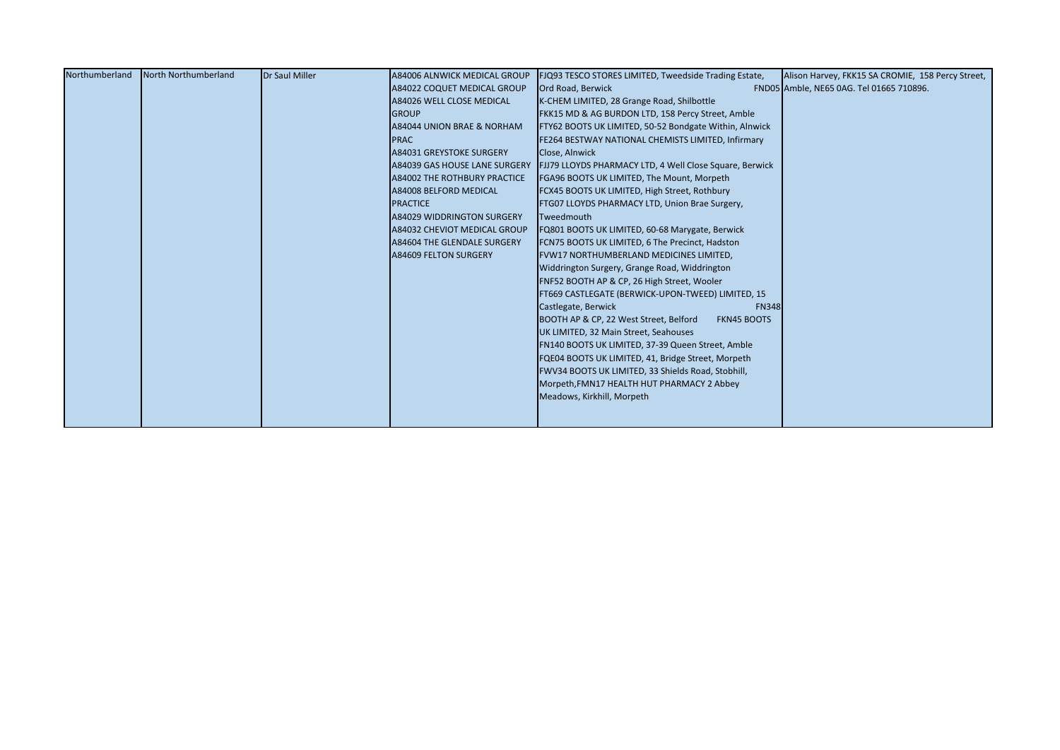| Northumberland | North Northumberland | Dr Saul Miller | A84006 ALNWICK MEDICAL GROUP A84022 COQUET MEDICAL GROUP A84026 WELL CLOSE MEDICAL GROUP A84044 UNION BRAE & NORHAM PRAC A84031 GREYSTOKE SURGERY A84039 GAS HOUSE LANE SURGERY A84002 THE ROTHBURY PRACTICE A84008 BELFORD MEDICAL PRACTICE A84029 WIDDRINGTON SURGERY A84032 CHEVIOT MEDICAL GROUP A84604 THE GLENDALE SURGERY A84609 FELTON SURGERY | FJQ93 TESCO STORES LIMITED, Tweedside Trading Estate, Ord Road, Berwick K-CHEM LIMITED, 28 Grange Road, Shilbottle FKK15 MD & AG BURDON LTD, 158 Percy Street, Amble FTY62 BOOTS UK LIMITED, 50-52 Bondgate Within, Alnwick FE264 BESTWAY NATIONAL CHEMISTS LIMITED, Infirmary Close, Alnwick FJJ79 LLOYDS PHARMACY LTD, 4 Well Close Square, Berwick FGA96 BOOTS UK LIMITED, The Mount, Morpeth FCX45 BOOTS UK LIMITED, High Street, Rothbury FTG07 LLOYDS PHARMACY LTD, Union Brae Surgery, Tweedmouth FQ801 BOOTS UK LIMITED, 60-68 Marygate, Berwick FCN75 BOOTS UK LIMITED, 6 The Precinct, Hadston FVW17 NORTHUMBERLAND MEDICINES LIMITED, Widdrington Surgery, Grange Road, Widdrington FNF52 BOOTH AP & CP, 26 High Street, Wooler FT669 CASTLEGATE (BERWICK-UPON-TWEED) LIMITED, 15 Castlegate, Berwick FN348 BOOTH AP & CP, 22 West Street, Belford FKN45 BOOTS UK LIMITED, 32 Main Street, Seahouses FN140 BOOTS UK LIMITED, 37-39 Queen Street, Amble FQE04 BOOTS UK LIMITED, 41, Bridge Street, Morpeth FWV34 BOOTS UK LIMITED, 33 Shields Road, Stobhill, Morpeth,FMN17 HEALTH HUT PHARMACY 2 Abbey Meadows, Kirkhill, Morpeth | Alison Harvey, FKK15 SA CROMIE, 158 Percy Street, FND05 Amble, NE65 0AG. Tel 01665 710896. |
|---|---|---|---|---|---|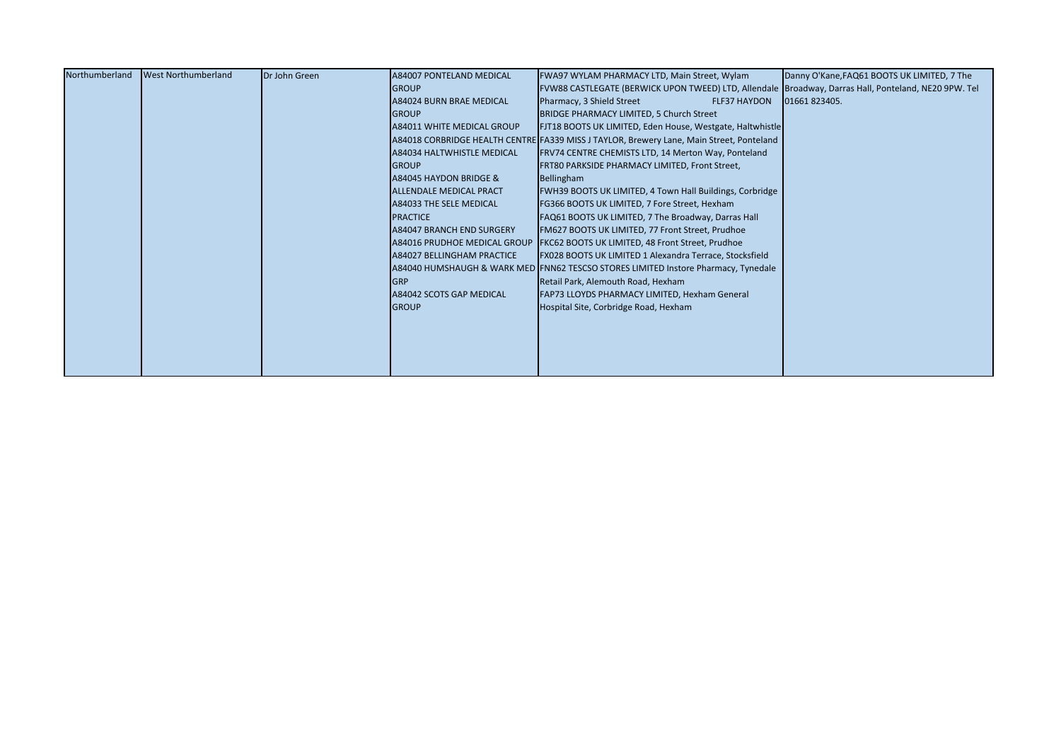| Northumberland | West Northumberland | Dr John Green | A84007 PONTELAND MEDICAL GROUP<br>A84024 BURN BRAE MEDICAL GROUP<br>A84011 WHITE MEDICAL GROUP<br>A84018 CORBRIDGE HEALTH CENTRE<br>A84034 HALTWHISTLE MEDICAL GROUP<br>A84045 HAYDON BRIDGE & ALLENDALE MEDICAL PRACT<br>A84033 THE SELE MEDICAL PRACTICE<br>A84047 BRANCH END SURGERY<br>A84016 PRUDHOE MEDICAL GROUP<br>A84027 BELLINGHAM PRACTICE<br>A84040 HUMSHAUGH & WARK MED GRP<br>A84042 SCOTS GAP MEDICAL GROUP | FWA97 WYLAM PHARMACY LTD, Main Street, Wylam<br>FVW88 CASTLEGATE (BERWICK UPON TWEED) LTD, Allendale Pharmacy, 3 Shield Street<br>FLF37 HAYDON BRIDGE PHARMACY LIMITED, 5 Church Street<br>FJT18 BOOTS UK LIMITED, Eden House, Westgate, Haltwhistle<br>FA339 MISS J TAYLOR, Brewery Lane, Main Street, Ponteland<br>FRV74 CENTRE CHEMISTS LTD, 14 Merton Way, Ponteland<br>FRT80 PARKSIDE PHARMACY LIMITED, Front Street, Bellingham<br>FWH39 BOOTS UK LIMITED, 4 Town Hall Buildings, Corbridge<br>FG366 BOOTS UK LIMITED, 7 Fore Street, Hexham<br>FAQ61 BOOTS UK LIMITED, 7 The Broadway, Darras Hall<br>FM627 BOOTS UK LIMITED, 77 Front Street, Prudhoe<br>FKC62 BOOTS UK LIMITED, 48 Front Street, Prudhoe<br>FX028 BOOTS UK LIMITED 1 Alexandra Terrace, Stocksfield<br>FNN62 TESCSO STORES LIMITED Instore Pharmacy, Tynedale Retail Park, Alemouth Road, Hexham<br>FAP73 LLOYDS PHARMACY LIMITED, Hexham General Hospital Site, Corbridge Road, Hexham | Danny O'Kane,FAQ61 BOOTS UK LIMITED, 7 The Broadway, Darras Hall, Ponteland, NE20 9PW. Tel 01661 823405. |
|---|---|---|---|---|---|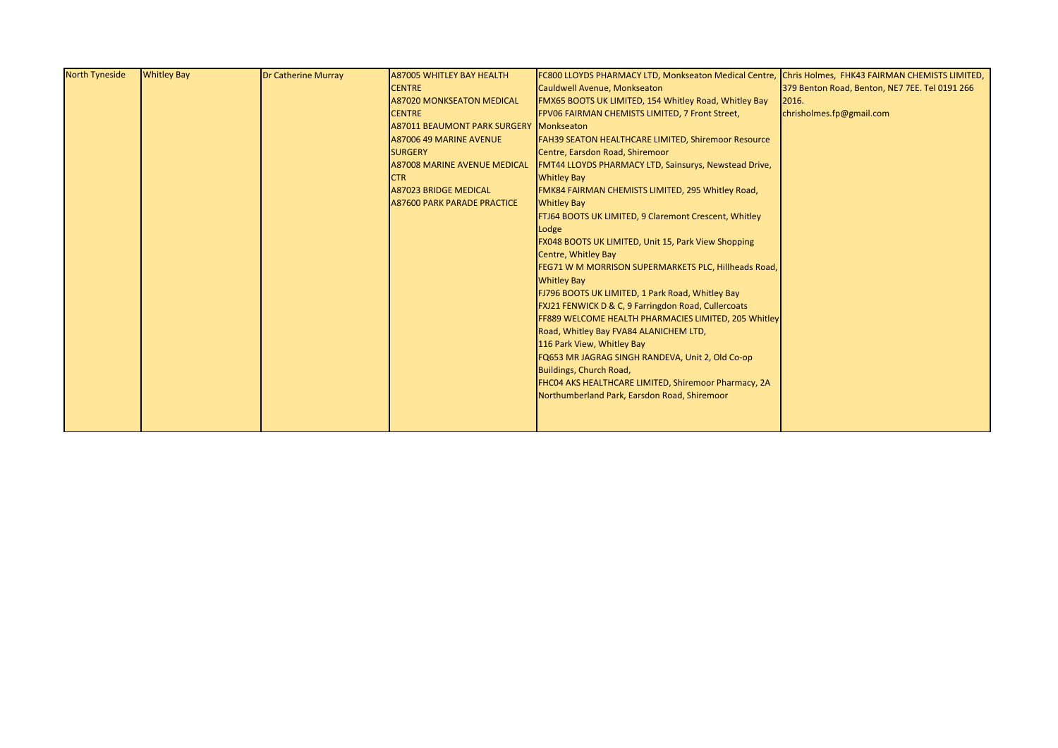| North Tyneside | Whitley Bay | Dr Catherine Murray | A87005 WHITLEY BAY HEALTH CENTRE<br>A87020 MONKSEATON MEDICAL CENTRE<br>A87011 BEAUMONT PARK SURGERY<br>A87006 49 MARINE AVENUE SURGERY<br>A87008 MARINE AVENUE MEDICAL CTR<br>A87023 BRIDGE MEDICAL<br>A87600 PARK PARADE PRACTICE | FC800 LLOYDS PHARMACY LTD, Monkseaton Medical Centre, Cauldwell Avenue, Monkseaton<br>FMX65 BOOTS UK LIMITED, 154 Whitley Road, Whitley Bay<br>FPV06 FAIRMAN CHEMISTS LIMITED, 7 Front Street, Monkseaton<br>FAH39 SEATON HEALTHCARE LIMITED, Shiremoor Resource Centre, Earsdon Road, Shiremoor<br>FMT44 LLOYDS PHARMACY LTD, Sainsurys, Newstead Drive, Whitley Bay<br>FMK84 FAIRMAN CHEMISTS LIMITED, 295 Whitley Road, Whitley Bay<br>FTJ64 BOOTS UK LIMITED, 9 Claremont Crescent, Whitley Lodge<br>FX048 BOOTS UK LIMITED, Unit 15, Park View Shopping Centre, Whitley Bay<br>FEG71 W M MORRISON SUPERMARKETS PLC, Hillheads Road, Whitley Bay<br>FJ796 BOOTS UK LIMITED, 1 Park Road, Whitley Bay<br>FXJ21 FENWICK D & C, 9 Farringdon Road, Cullercoats<br>FF889 WELCOME HEALTH PHARMACIES LIMITED, 205 Whitley Road, Whitley Bay FVA84 ALANICHEM LTD, 116 Park View, Whitley Bay<br>FQ653 MR JAGRAG SINGH RANDEVA, Unit 2, Old Co-op Buildings, Church Road,<br>FHC04 AKS HEALTHCARE LIMITED, Shiremoor Pharmacy, 2A Northumberland Park, Earsdon Road, Shiremoor | Chris Holmes, FHK43 FAIRMAN CHEMISTS LIMITED, 379 Benton Road, Benton, NE7 7EE. Tel 0191 266 2016.<br>chrisholmes.fp@gmail.com |
|---|---|---|---|---|---|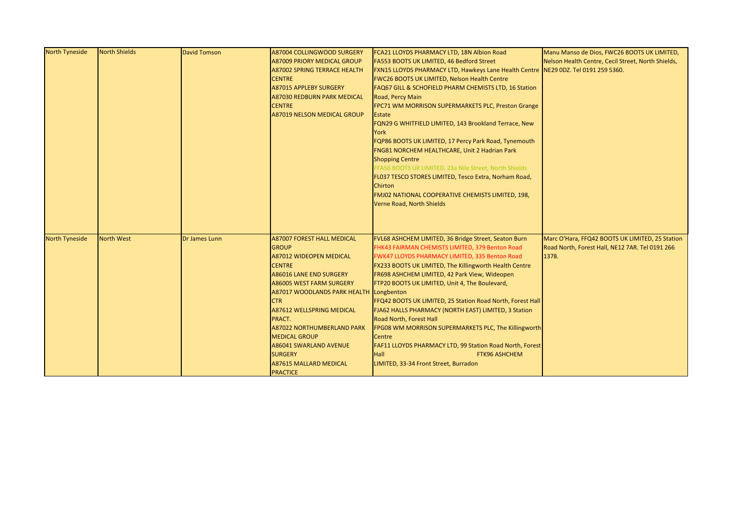| North Tyneside | North Shields | David Tomson | A87004 COLLINGWOOD SURGERY<br>A87009 PRIORY MEDICAL GROUP<br>A87002 SPRING TERRACE HEALTH CENTRE<br>A87015 APPLEBY SURGERY<br>A87030 REDBURN PARK MEDICAL CENTRE<br>A87019 NELSON MEDICAL GROUP | FCA21 LLOYDS PHARMACY LTD, 18N Albion Road<br>FA553 BOOTS UK LIMITED, 46 Bedford Street<br>FXN15 LLOYDS PHARMACY LTD, Hawkeys Lane Health Centre<br>FWC26 BOOTS UK LIMITED, Nelson Health Centre<br>FAQ67 GILL & SCHOFIELD PHARM CHEMISTS LTD, 16 Station Road, Percy Main<br>FPC71 WM MORRISON SUPERMARKETS PLC, Preston Grange Estate<br>FQN29 G WHITFIELD LIMITED, 143 Brookland Terrace, New York<br>FQP86 BOOTS UK LIMITED, 17 Percy Park Road, Tynemouth<br>FNG81 NORCHEM HEALTHCARE, Unit 2 Hadrian Park Shopping Centre<br>FFA56 BOOTS UK LIMITED, 23a Nile Street, North Shields<br>FL037 TESCO STORES LIMITED, Tesco Extra, Norham Road, Chirton<br>FMJ02 NATIONAL COOPERATIVE CHEMISTS LIMITED, 198, Verne Road, North Shields | Manu Manso de Dios, FWC26 BOOTS UK LIMITED, Nelson Health Centre, Cecil Street, North Shields, NE29 0DZ. Tel 0191 259 5360. |
|---|---|---|---|---|---|
| North Tyneside | North West | Dr James Lunn | A87007 FOREST HALL MEDICAL GROUP<br>A87012 WIDEOPEN MEDICAL CENTRE<br>A86016 LANE END SURGERY<br>A86005 WEST FARM SURGERY<br>A87017 WOODLANDS PARK HEALTH CTR<br>A87612 WELLSPRING MEDICAL PRACT.<br>A87022 NORTHUMBERLAND PARK MEDICAL GROUP<br>A86041 SWARLAND AVENUE SURGERY<br>A87615 MALLARD MEDICAL PRACTICE | FVL68 ASHCHEM LIMITED, 36 Bridge Street, Seaton Burn<br>FHK43 FAIRMAN CHEMISTS LIMITED, 379 Benton Road<br>FWK47 LLOYDS PHARMACY LIMITED, 335 Benton Road<br>FX233 BOOTS UK LIMITED, The Killingworth Health Centre<br>FR698 ASHCHEM LIMITED, 42 Park View, Wideopen<br>FTP20 BOOTS UK LIMITED, Unit 4, The Boulevard, Longbenton<br>FFQ42 BOOTS UK LIMITED, 25 Station Road North, Forest Hall<br>FJA62 HALLS PHARMACY (NORTH EAST) LIMITED, 3 Station Road North, Forest Hall<br>FPG08 WM MORRISON SUPERMARKETS PLC, The Killingworth Centre<br>FAF11 LLOYDS PHARMACY LTD, 99 Station Road North, Forest Hall<br>FTK96 ASHCHEM LIMITED, 33-34 Front Street, Burradon | Marc O'Hara, FFQ42 BOOTS UK LIMITED, 25 Station Road North, Forest Hall, NE12 7AR. Tel 0191 266 1378. |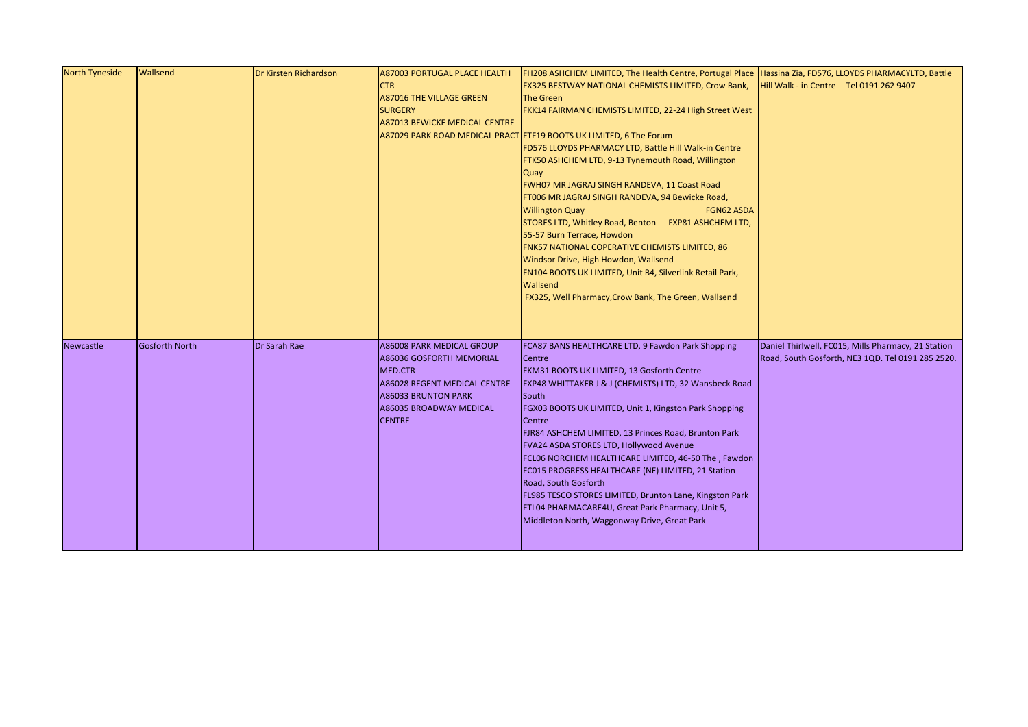| | | | | | |
|---|---|---|---|---|---|
| North Tyneside | Wallsend | Dr Kirsten Richardson | A87003 PORTUGAL PLACE HEALTH CTR<br>A87016 THE VILLAGE GREEN SURGERY<br>A87013 BEWICKE MEDICAL CENTRE<br>A87029 PARK ROAD MEDICAL PRACT | FH208 ASHCHEM LIMITED, The Health Centre, Portugal Place<br>FX325 BESTWAY NATIONAL CHEMISTS LIMITED, Crow Bank, The Green<br>FKK14 FAIRMAN CHEMISTS LIMITED, 22-24 High Street West<br>FTF19 BOOTS UK LIMITED, 6 The Forum<br>FD576 LLOYDS PHARMACY LTD, Battle Hill Walk-in Centre<br>FTK50 ASHCHEM LTD, 9-13 Tynemouth Road, Willington Quay<br>FWH07 MR JAGRAJ SINGH RANDEVA, 11 Coast Road<br>FT006 MR JAGRAJ SINGH RANDEVA, 94 Bewicke Road, Willington Quay FGN62 ASDA STORES LTD, Whitley Road, Benton FXP81 ASHCHEM LTD, 55-57 Burn Terrace, Howdon<br>FNK57 NATIONAL COPERATIVE CHEMISTS LIMITED, 86 Windsor Drive, High Howdon, Wallsend<br>FN104 BOOTS UK LIMITED, Unit B4, Silverlink Retail Park, Wallsend<br>FX325, Well Pharmacy,Crow Bank, The Green, Wallsend | Hassina Zia, FD576, LLOYDS PHARMACYLTD, Battle Hill Walk - in Centre Tel 0191 262 9407 |
| Newcastle | Gosforth North | Dr Sarah Rae | A86008 PARK MEDICAL GROUP<br>A86036 GOSFORTH MEMORIAL MED.CTR<br>A86028 REGENT MEDICAL CENTRE<br>A86033 BRUNTON PARK<br>A86035 BROADWAY MEDICAL CENTRE | FCA87 BANS HEALTHCARE LTD, 9 Fawdon Park Shopping Centre<br>FKM31 BOOTS UK LIMITED, 13 Gosforth Centre<br>FXP48 WHITTAKER J & J (CHEMISTS) LTD, 32 Wansbeck Road South<br>FGX03 BOOTS UK LIMITED, Unit 1, Kingston Park Shopping Centre<br>FJR84 ASHCHEM LIMITED, 13 Princes Road, Brunton Park<br>FVA24 ASDA STORES LTD, Hollywood Avenue<br>FCL06 NORCHEM HEALTHCARE LIMITED, 46-50 The , Fawdon<br>FC015 PROGRESS HEALTHCARE (NE) LIMITED, 21 Station Road, South Gosforth<br>FL985 TESCO STORES LIMITED, Brunton Lane, Kingston Park<br>FTL04 PHARMACARE4U, Great Park Pharmacy, Unit 5, Middleton North, Waggonway Drive, Great Park | Daniel Thirlwell, FC015, Mills Pharmacy, 21 Station Road, South Gosforth, NE3 1QD. Tel 0191 285 2520. |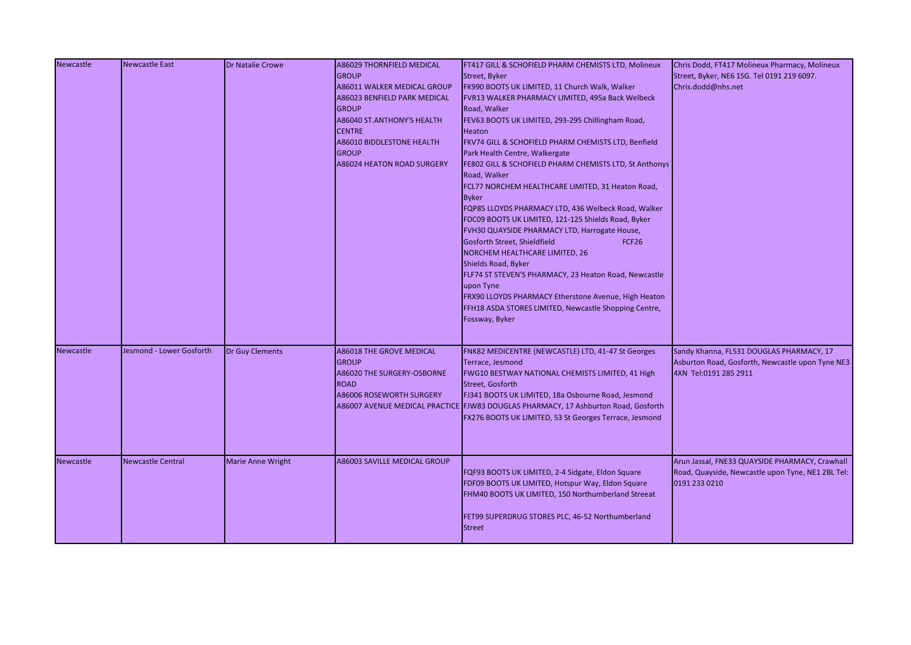| Newcastle | Newcastle East | Dr Natalie Crowe | A86029 THORNFIELD MEDICAL GROUP<br>A86011 WALKER MEDICAL GROUP<br>A86023 BENFIELD PARK MEDICAL GROUP<br>A86040 ST.ANTHONY'S HEALTH CENTRE<br>A86010 BIDDLESTONE HEALTH GROUP<br>A86024 HEATON ROAD SURGERY | FT417 GILL & SCHOFIELD PHARM CHEMISTS LTD, Molineux Street, Byker<br>FK990 BOOTS UK LIMITED, 11 Church Walk, Walker<br>FVR13 WALKER PHARMACY LIMITED, 495a Back Welbeck Road, Walker<br>FEV63 BOOTS UK LIMITED, 293-295 Chillingham Road, Heaton<br>FKV74 GILL & SCHOFIELD PHARM CHEMISTS LTD, Benfield Park Health Centre, Walkergate<br>FE802 GILL & SCHOFIELD PHARM CHEMISTS LTD, St Anthonys Road, Walker<br>FCL77 NORCHEM HEALTHCARE LIMITED, 31 Heaton Road, Byker<br>FQP85 LLOYDS PHARMACY LTD, 436 Welbeck Road, Walker<br>FDC09 BOOTS UK LIMITED, 121-125 Shields Road, Byker<br>FVH30 QUAYSIDE PHARMACY LTD, Harrogate House, Gosforth Street, Shieldfield FCF26 NORCHEM HEALTHCARE LIMITED, 26 Shields Road, Byker<br>FLF74 ST STEVEN'S PHARMACY, 23 Heaton Road, Newcastle upon Tyne<br>FRX90 LLOYDS PHARMACY Etherstone Avenue, High Heaton<br>FFH18 ASDA STORES LIMITED, Newcastle Shopping Centre, Fossway, Byker | Chris Dodd, FT417 Molineux Pharmacy, Molineux Street, Byker, NE6 1SG. Tel 0191 219 6097. Chris.dodd@nhs.net |
|---|---|---|---|---|---|
| Newcastle | Jesmond - Lower Gosforth | Dr Guy Clements | A86018 THE GROVE MEDICAL GROUP<br>A86020 THE SURGERY-OSBORNE ROAD<br>A86006 ROSEWORTH SURGERY<br>A86007 AVENUE MEDICAL PRACTICE | FNK82 MEDICENTRE (NEWCASTLE) LTD, 41-47 St Georges Terrace, Jesmond<br>FWG10 BESTWAY NATIONAL CHEMISTS LIMITED, 41 High Street, Gosforth<br>FJ341 BOOTS UK LIMITED, 18a Osbourne Road, Jesmond<br>FJW83 DOUGLAS PHARMACY, 17 Ashburton Road, Gosforth<br>FX276 BOOTS UK LIMITED, 53 St Georges Terrace, Jesmond | Sandy Khanna, FL531 DOUGLAS PHARMACY, 17 Asburton Road, Gosforth, Newcastle upon Tyne NE3 4XN Tel:0191 285 2911 |
| Newcastle | Newcastle Central | Marie Anne Wright | A86003 SAVILLE MEDICAL GROUP | FQF93 BOOTS UK LIMITED, 2-4 Sidgate, Eldon Square<br>FDF09 BOOTS UK LIMITED, Hotspur Way, Eldon Square<br>FHM40 BOOTS UK LIMITED, 150 Northumberland Streeat<br>FET99 SUPERDRUG STORES PLC, 46-52 Northumberland Street | Arun Jassal, FNE33 QUAYSIDE PHARMACY, Crawhall Road, Quayside, Newcastle upon Tyne, NE1 2BL Tel: 0191 233 0210 |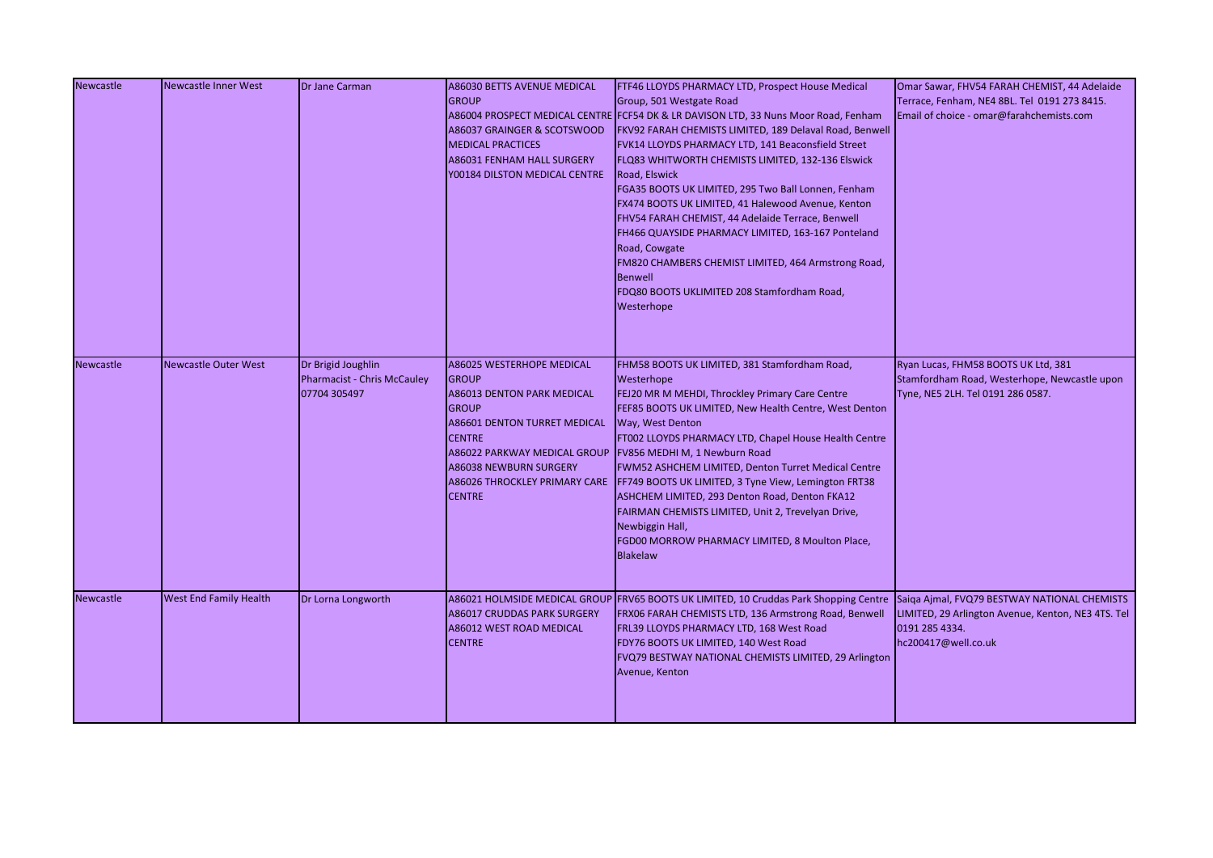| | | | | | |
|---|---|---|---|---|---|
| Newcastle | Newcastle Inner West | Dr Jane Carman | A86030 BETTS AVENUE MEDICAL GROUP<br>A86004 PROSPECT MEDICAL CENTRE<br>A86037 GRAINGER & SCOTSWOOD MEDICAL PRACTICES<br>A86031 FENHAM HALL SURGERY<br>Y00184 DILSTON MEDICAL CENTRE | FTF46 LLOYDS PHARMACY LTD, Prospect House Medical Group, 501 Westgate Road<br>FCF54 DK & LR DAVISON LTD, 33 Nuns Moor Road, Fenham<br>FKV92 FARAH CHEMISTS LIMITED, 189 Delaval Road, Benwell<br>FVK14 LLOYDS PHARMACY LTD, 141 Beaconsfield Street<br>FLQ83 WHITWORTH CHEMISTS LIMITED, 132-136 Elswick Road, Elswick<br>FGA35 BOOTS UK LIMITED, 295 Two Ball Lonnen, Fenham<br>FX474 BOOTS UK LIMITED, 41 Halewood Avenue, Kenton<br>FHV54 FARAH CHEMIST, 44 Adelaide Terrace, Benwell<br>FH466 QUAYSIDE PHARMACY LIMITED, 163-167 Ponteland Road, Cowgate<br>FM820 CHAMBERS CHEMIST LIMITED, 464 Armstrong Road, Benwell<br>FDQ80 BOOTS UKLIMITED 208 Stamfordham Road, Westerhope | Omar Sawar, FHV54 FARAH CHEMIST, 44 Adelaide Terrace, Fenham, NE4 8BL. Tel 0191 273 8415. Email of choice - omar@farahchemists.com |
| Newcastle | Newcastle Outer West | Dr Brigid Joughlin<br>Pharmacist - Chris McCauley<br>07704 305497 | A86025 WESTERHOPE MEDICAL GROUP<br>A86013 DENTON PARK MEDICAL GROUP<br>A86601 DENTON TURRET MEDICAL CENTRE<br>A86022 PARKWAY MEDICAL GROUP<br>A86038 NEWBURN SURGERY<br>A86026 THROCKLEY PRIMARY CARE CENTRE | FHM58 BOOTS UK LIMITED, 381 Stamfordham Road, Westerhope<br>FEJ20 MR M MEHDI, Throckley Primary Care Centre<br>FEF85 BOOTS UK LIMITED, New Health Centre, West Denton Way, West Denton<br>FT002 LLOYDS PHARMACY LTD, Chapel House Health Centre<br>FV856 MEDHI M, 1 Newburn Road<br>FWM52 ASHCHEM LIMITED, Denton Turret Medical Centre<br>FF749 BOOTS UK LIMITED, 3 Tyne View, Lemington FRT38 ASHCHEM LIMITED, 293 Denton Road, Denton FKA12 FAIRMAN CHEMISTS LIMITED, Unit 2, Trevelyan Drive, Newbiggin Hall,<br>FGD00 MORROW PHARMACY LIMITED, 8 Moulton Place, Blakelaw | Ryan Lucas, FHM58 BOOTS UK Ltd, 381 Stamfordham Road, Westerhope, Newcastle upon Tyne, NE5 2LH. Tel 0191 286 0587. |
| Newcastle | West End Family Health | Dr Lorna Longworth | A86021 HOLMSIDE MEDICAL GROUP<br>A86017 CRUDDAS PARK SURGERY<br>A86012 WEST ROAD MEDICAL CENTRE | FRV65 BOOTS UK LIMITED, 10 Cruddas Park Shopping Centre<br>FRX06 FARAH CHEMISTS LTD, 136 Armstrong Road, Benwell<br>FRL39 LLOYDS PHARMACY LTD, 168 West Road<br>FDY76 BOOTS UK LIMITED, 140 West Road<br>FVQ79 BESTWAY NATIONAL CHEMISTS LIMITED, 29 Arlington Avenue, Kenton | Saiqa Ajmal, FVQ79 BESTWAY NATIONAL CHEMISTS LIMITED, 29 Arlington Avenue, Kenton, NE3 4TS. Tel 0191 285 4334.<br>hc200417@well.co.uk |